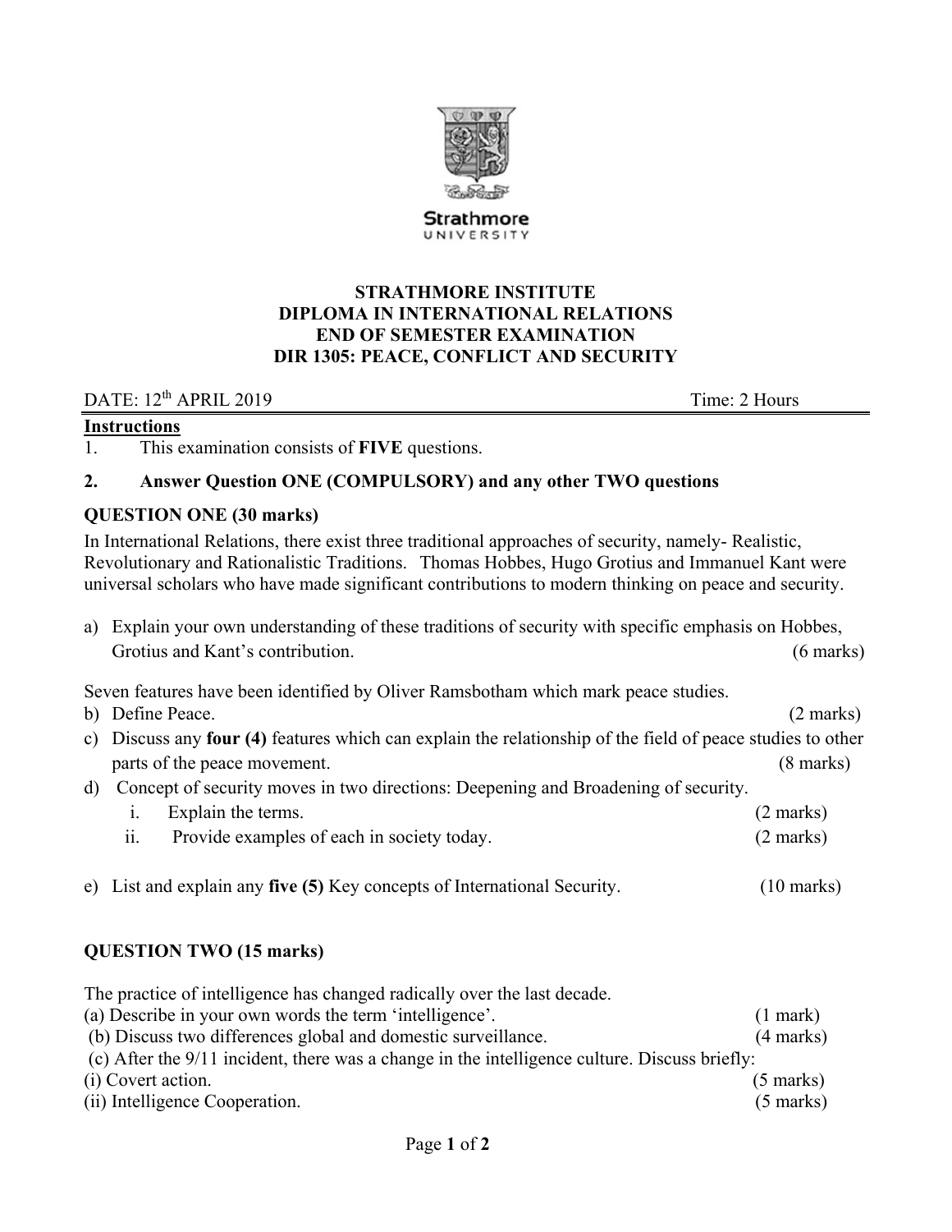# STRATHMORE INSTITUTE
# DIPLOMA IN INTERNATIONAL RELATIONS
# END OF SEMESTER EXAMINATION
# DIR 1305: PEACE, CONFLICT AND SECURITY

DATE: 12th APRIL 2019 Time: 2 Hours

**Instructions**

1. This examination consists of **FIVE** questions.
2. **Answer Question ONE (COMPULSORY) and any other TWO questions**

**QUESTION ONE (30 marks)**

In International Relations, there exist three traditional approaches of security, namely- Realistic, Revolutionary and Rationalistic Traditions. Thomas Hobbes, Hugo Grotius and Immanuel Kant were universal scholars who have made significant contributions to modern thinking on peace and security.

a) Explain your own understanding of these traditions of security with specific emphasis on Hobbes, Grotius and Kant's contribution. (6 marks)

Seven features have been identified by Oliver Ramsbotham which mark peace studies.

b) Define Peace. (2 marks)

c) Discuss any **four (4)** features which can explain the relationship of the field of peace studies to other parts of the peace movement. (8 marks)

d) Concept of security moves in two directions: Deepening and Broadening of security.
   - i. Explain the terms. (2 marks)
   - ii. Provide examples of each in society today. (2 marks)

e) List and explain any **five (5)** Key concepts of International Security. (10 marks)

**QUESTION TWO (15 marks)**

The practice of intelligence has changed radically over the last decade.

(a) Describe in your own words the term 'intelligence'. (1 mark)

(b) Discuss two differences global and domestic surveillance. (4 marks)

(c) After the 9/11 incident, there was a change in the intelligence culture. Discuss briefly:

(i) Covert action. (5 marks)

(ii) Intelligence Cooperation. (5 marks)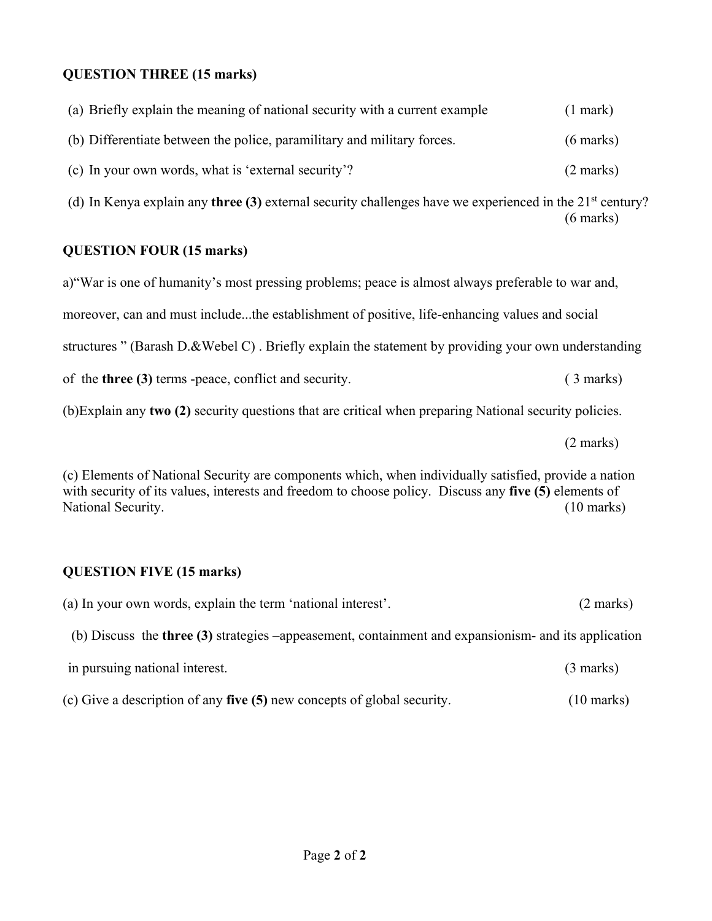**QUESTION THREE (15 marks)**

(a) Briefly explain the meaning of national security with a current example (1 mark)

(b) Differentiate between the police, paramilitary and military forces. (6 marks)

(c) In your own words, what is 'external security'? (2 marks)

(d) In Kenya explain any **three (3)** external security challenges have we experienced in the 21st century? (6 marks)

**QUESTION FOUR (15 marks)**

a)"War is one of humanity's most pressing problems; peace is almost always preferable to war and, moreover, can and must include...the establishment of positive, life-enhancing values and social structures " (Barash D.&Webel C) . Briefly explain the statement by providing your own understanding of the **three (3)** terms -peace, conflict and security. ( 3 marks)

(b)Explain any **two (2)** security questions that are critical when preparing National security policies. (2 marks)

(c) Elements of National Security are components which, when individually satisfied, provide a nation with security of its values, interests and freedom to choose policy. Discuss any **five (5)** elements of National Security. (10 marks)

**QUESTION FIVE (15 marks)**

(a) In your own words, explain the term 'national interest'. (2 marks)

(b) Discuss the **three (3)** strategies –appeasement, containment and expansionism- and its application in pursuing national interest. (3 marks)

(c) Give a description of any **five (5)** new concepts of global security. (10 marks)